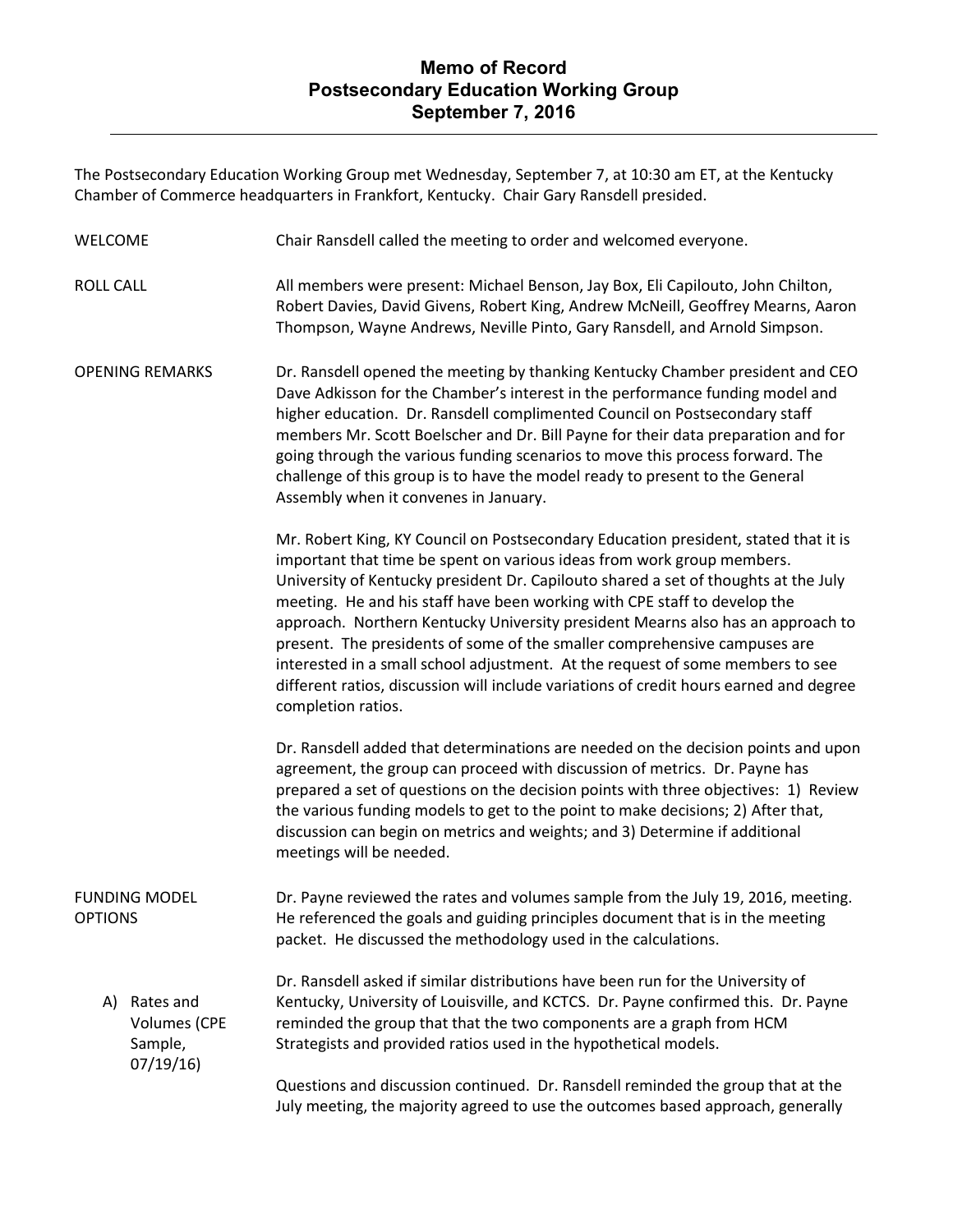# Memo of Record
# Postsecondary Education Working Group
# September 7, 2016

The Postsecondary Education Working Group met Wednesday, September 7, at 10:30 am ET, at the Kentucky Chamber of Commerce headquarters in Frankfort, Kentucky. Chair Gary Ransdell presided.

**WELCOME**

Chair Ransdell called the meeting to order and welcomed everyone.

**ROLL CALL**

All members were present: Michael Benson, Jay Box, Eli Capilouto, John Chilton, Robert Davies, David Givens, Robert King, Andrew McNeill, Geoffrey Mearns, Aaron Thompson, Wayne Andrews, Neville Pinto, Gary Ransdell, and Arnold Simpson.

**OPENING REMARKS**

Dr. Ransdell opened the meeting by thanking Kentucky Chamber president and CEO Dave Adkisson for the Chamber's interest in the performance funding model and higher education. Dr. Ransdell complimented Council on Postsecondary staff members Mr. Scott Boelscher and Dr. Bill Payne for their data preparation and for going through the various funding scenarios to move this process forward. The challenge of this group is to have the model ready to present to the General Assembly when it convenes in January.

Mr. Robert King, KY Council on Postsecondary Education president, stated that it is important that time be spent on various ideas from work group members. University of Kentucky president Dr. Capilouto shared a set of thoughts at the July meeting. He and his staff have been working with CPE staff to develop the approach. Northern Kentucky University president Mearns also has an approach to present. The presidents of some of the smaller comprehensive campuses are interested in a small school adjustment. At the request of some members to see different ratios, discussion will include variations of credit hours earned and degree completion ratios.

Dr. Ransdell added that determinations are needed on the decision points and upon agreement, the group can proceed with discussion of metrics. Dr. Payne has prepared a set of questions on the decision points with three objectives: 1) Review the various funding models to get to the point to make decisions; 2) After that, discussion can begin on metrics and weights; and 3) Determine if additional meetings will be needed.

**FUNDING MODEL OPTIONS**

Dr. Payne reviewed the rates and volumes sample from the July 19, 2016, meeting. He referenced the goals and guiding principles document that is in the meeting packet. He discussed the methodology used in the calculations.

**A) Rates and Volumes (CPE Sample, 07/19/16)**

Dr. Ransdell asked if similar distributions have been run for the University of Kentucky, University of Louisville, and KCTCS. Dr. Payne confirmed this. Dr. Payne reminded the group that that the two components are a graph from HCM Strategists and provided ratios used in the hypothetical models.

Questions and discussion continued. Dr. Ransdell reminded the group that at the July meeting, the majority agreed to use the outcomes based approach, generally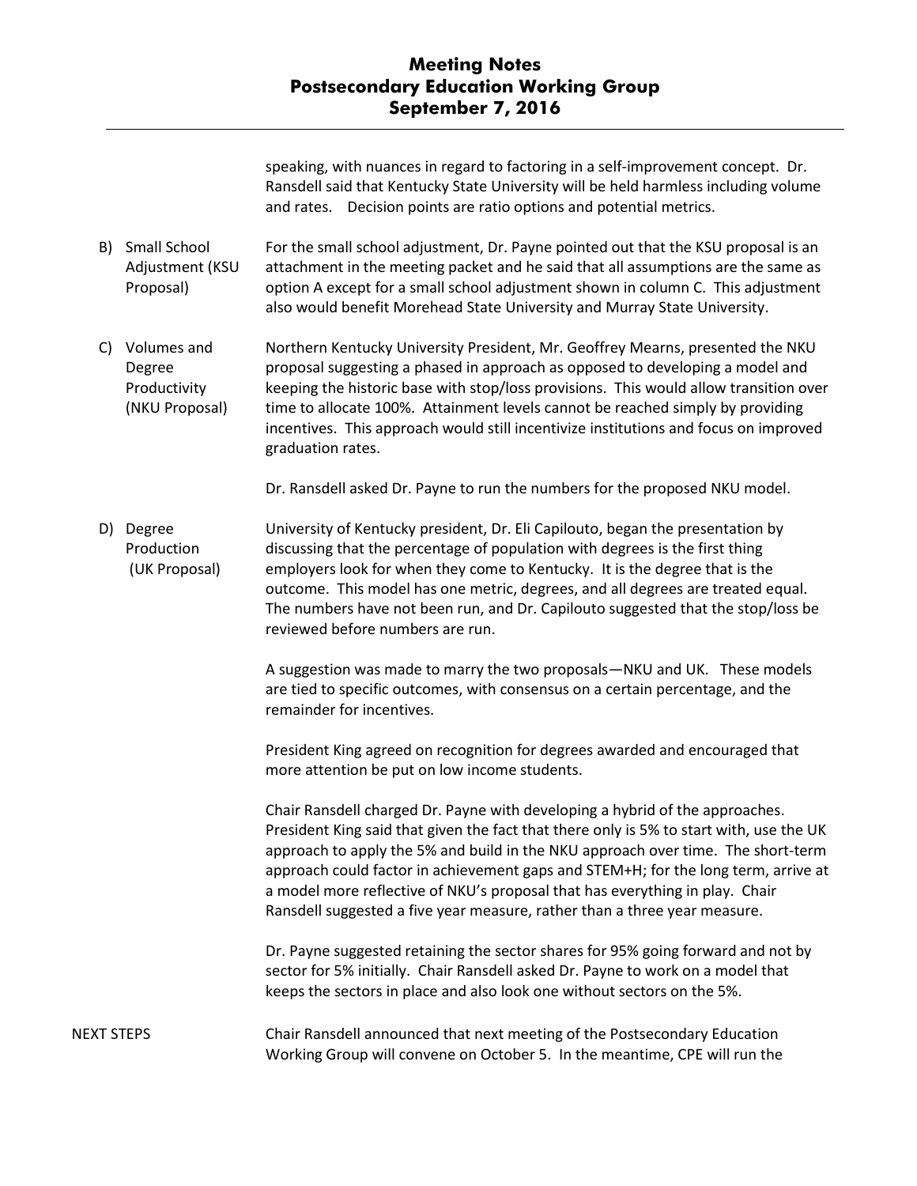speaking, with nuances in regard to factoring in a self-improvement concept. Dr. Ransdell said that Kentucky State University will be held harmless including volume and rates. Decision points are ratio options and potential metrics.

**B) Small School Adjustment (KSU Proposal)**

For the small school adjustment, Dr. Payne pointed out that the KSU proposal is an attachment in the meeting packet and he said that all assumptions are the same as option A except for a small school adjustment shown in column C. This adjustment also would benefit Morehead State University and Murray State University.

**C) Volumes and Degree Productivity (NKU Proposal)**

Northern Kentucky University President, Mr. Geoffrey Mearns, presented the NKU proposal suggesting a phased in approach as opposed to developing a model and keeping the historic base with stop/loss provisions. This would allow transition over time to allocate 100%. Attainment levels cannot be reached simply by providing incentives. This approach would still incentivize institutions and focus on improved graduation rates.

Dr. Ransdell asked Dr. Payne to run the numbers for the proposed NKU model.

**D) Degree Production (UK Proposal)**

University of Kentucky president, Dr. Eli Capilouto, began the presentation by discussing that the percentage of population with degrees is the first thing employers look for when they come to Kentucky. It is the degree that is the outcome. This model has one metric, degrees, and all degrees are treated equal. The numbers have not been run, and Dr. Capilouto suggested that the stop/loss be reviewed before numbers are run.

A suggestion was made to marry the two proposals—NKU and UK. These models are tied to specific outcomes, with consensus on a certain percentage, and the remainder for incentives.

President King agreed on recognition for degrees awarded and encouraged that more attention be put on low income students.

Chair Ransdell charged Dr. Payne with developing a hybrid of the approaches. President King said that given the fact that there only is 5% to start with, use the UK approach to apply the 5% and build in the NKU approach over time. The short-term approach could factor in achievement gaps and STEM+H; for the long term, arrive at a model more reflective of NKU's proposal that has everything in play. Chair Ransdell suggested a five year measure, rather than a three year measure.

Dr. Payne suggested retaining the sector shares for 95% going forward and not by sector for 5% initially. Chair Ransdell asked Dr. Payne to work on a model that keeps the sectors in place and also look one without sectors on the 5%.

**NEXT STEPS**

Chair Ransdell announced that next meeting of the Postsecondary Education Working Group will convene on October 5. In the meantime, CPE will run the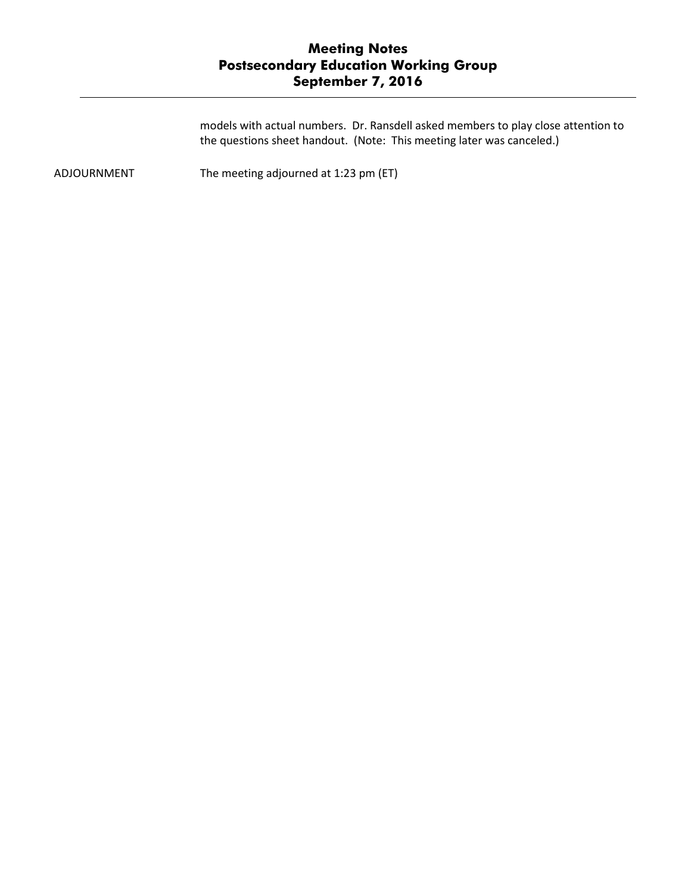models with actual numbers. Dr. Ransdell asked members to play close attention to the questions sheet handout. (Note: This meeting later was canceled.)

ADJOURNMENT The meeting adjourned at 1:23 pm (ET)